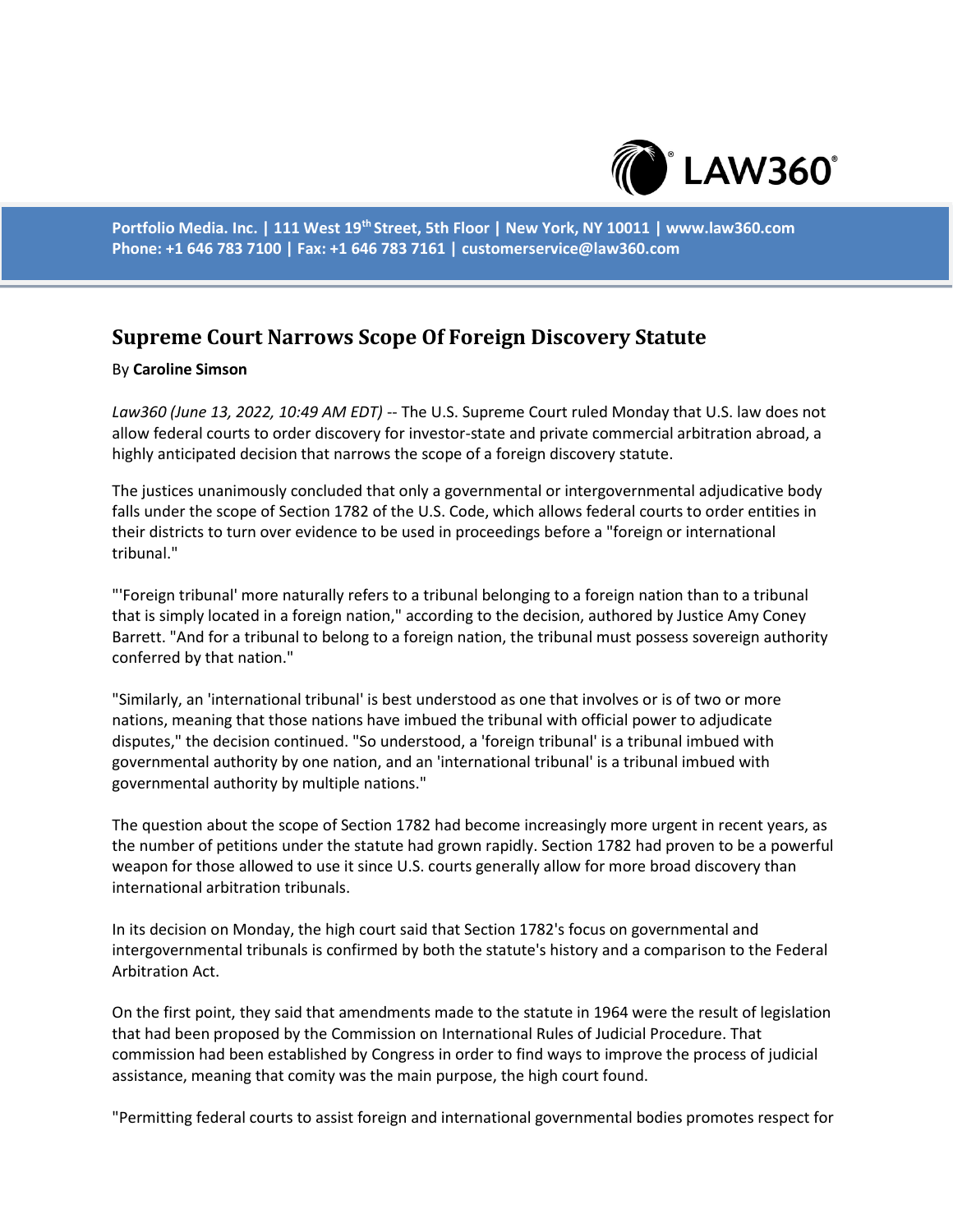# Supreme Court Narrows Scope Of Foreign Discovery Statute

By **Caroline Simson**

*Law360 (June 13, 2022, 10:49 AM EDT)* -- The U.S. Supreme Court ruled Monday that U.S. law does not allow federal courts to order discovery for investor-state and private commercial arbitration abroad, a highly anticipated decision that narrows the scope of a foreign discovery statute.

The justices unanimously concluded that only a governmental or intergovernmental adjudicative body falls under the scope of Section 1782 of the U.S. Code, which allows federal courts to order entities in their districts to turn over evidence to be used in proceedings before a "foreign or international tribunal."

"'Foreign tribunal' more naturally refers to a tribunal belonging to a foreign nation than to a tribunal that is simply located in a foreign nation," according to the decision, authored by Justice Amy Coney Barrett. "And for a tribunal to belong to a foreign nation, the tribunal must possess sovereign authority conferred by that nation."

"Similarly, an 'international tribunal' is best understood as one that involves or is of two or more nations, meaning that those nations have imbued the tribunal with official power to adjudicate disputes," the decision continued. "So understood, a 'foreign tribunal' is a tribunal imbued with governmental authority by one nation, and an 'international tribunal' is a tribunal imbued with governmental authority by multiple nations."

The question about the scope of Section 1782 had become increasingly more urgent in recent years, as the number of petitions under the statute had grown rapidly. Section 1782 had proven to be a powerful weapon for those allowed to use it since U.S. courts generally allow for more broad discovery than international arbitration tribunals.

In its decision on Monday, the high court said that Section 1782's focus on governmental and intergovernmental tribunals is confirmed by both the statute's history and a comparison to the Federal Arbitration Act.

On the first point, they said that amendments made to the statute in 1964 were the result of legislation that had been proposed by the Commission on International Rules of Judicial Procedure. That commission had been established by Congress in order to find ways to improve the process of judicial assistance, meaning that comity was the main purpose, the high court found.

"Permitting federal courts to assist foreign and international governmental bodies promotes respect for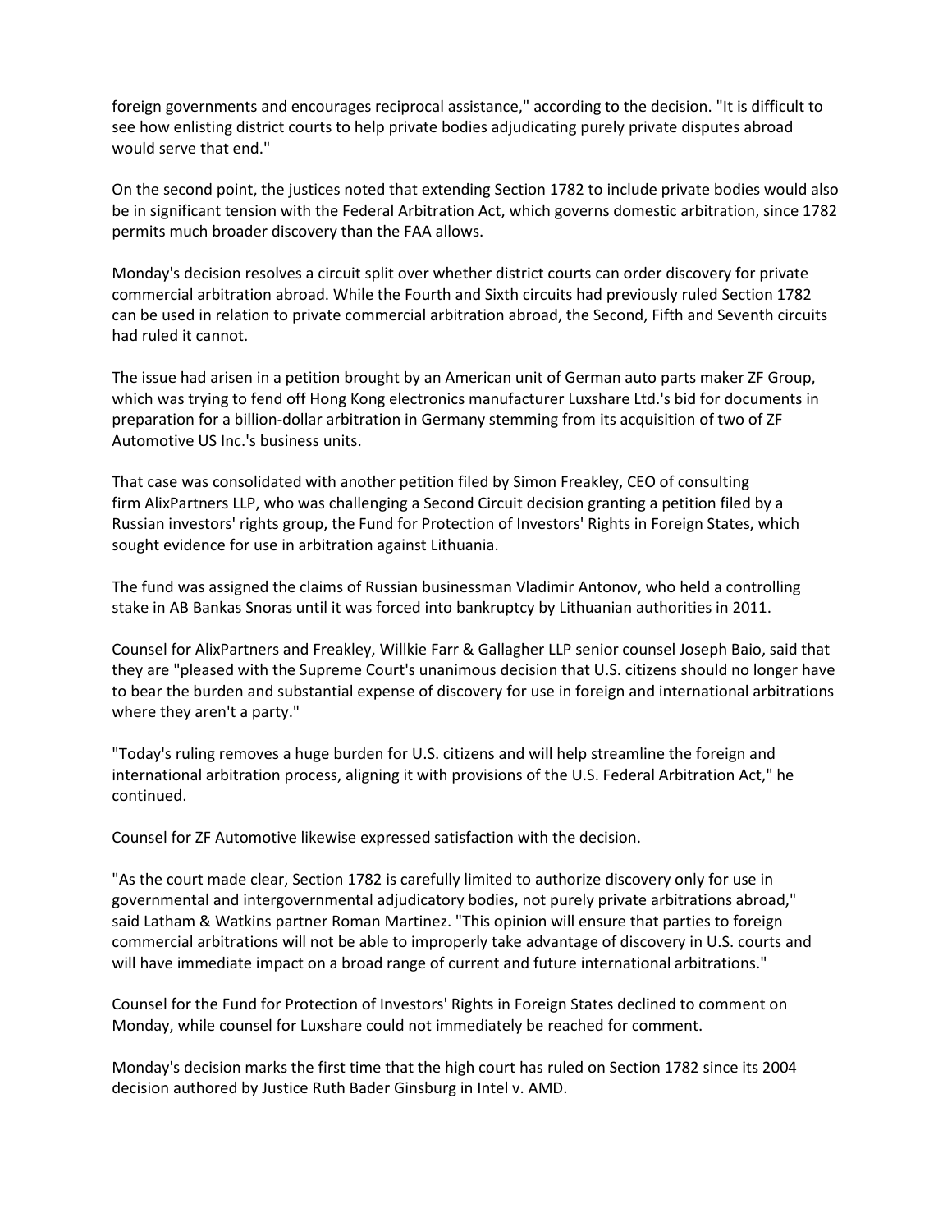foreign governments and encourages reciprocal assistance," according to the decision. "It is difficult to see how enlisting district courts to help private bodies adjudicating purely private disputes abroad would serve that end."

On the second point, the justices noted that extending Section 1782 to include private bodies would also be in significant tension with the Federal Arbitration Act, which governs domestic arbitration, since 1782 permits much broader discovery than the FAA allows.

Monday's decision resolves a circuit split over whether district courts can order discovery for private commercial arbitration abroad. While the Fourth and Sixth circuits had previously ruled Section 1782 can be used in relation to private commercial arbitration abroad, the Second, Fifth and Seventh circuits had ruled it cannot.

The issue had arisen in a petition brought by an American unit of German auto parts maker ZF Group, which was trying to fend off Hong Kong electronics manufacturer Luxshare Ltd.'s bid for documents in preparation for a billion-dollar arbitration in Germany stemming from its acquisition of two of ZF Automotive US Inc.'s business units.

That case was consolidated with another petition filed by Simon Freakley, CEO of consulting firm AlixPartners LLP, who was challenging a Second Circuit decision granting a petition filed by a Russian investors' rights group, the Fund for Protection of Investors' Rights in Foreign States, which sought evidence for use in arbitration against Lithuania.

The fund was assigned the claims of Russian businessman Vladimir Antonov, who held a controlling stake in AB Bankas Snoras until it was forced into bankruptcy by Lithuanian authorities in 2011.

Counsel for AlixPartners and Freakley, Willkie Farr & Gallagher LLP senior counsel Joseph Baio, said that they are "pleased with the Supreme Court's unanimous decision that U.S. citizens should no longer have to bear the burden and substantial expense of discovery for use in foreign and international arbitrations where they aren't a party."

"Today's ruling removes a huge burden for U.S. citizens and will help streamline the foreign and international arbitration process, aligning it with provisions of the U.S. Federal Arbitration Act," he continued.

Counsel for ZF Automotive likewise expressed satisfaction with the decision.

"As the court made clear, Section 1782 is carefully limited to authorize discovery only for use in governmental and intergovernmental adjudicatory bodies, not purely private arbitrations abroad," said Latham & Watkins partner Roman Martinez. "This opinion will ensure that parties to foreign commercial arbitrations will not be able to improperly take advantage of discovery in U.S. courts and will have immediate impact on a broad range of current and future international arbitrations."

Counsel for the Fund for Protection of Investors' Rights in Foreign States declined to comment on Monday, while counsel for Luxshare could not immediately be reached for comment.

Monday's decision marks the first time that the high court has ruled on Section 1782 since its 2004 decision authored by Justice Ruth Bader Ginsburg in Intel v. AMD.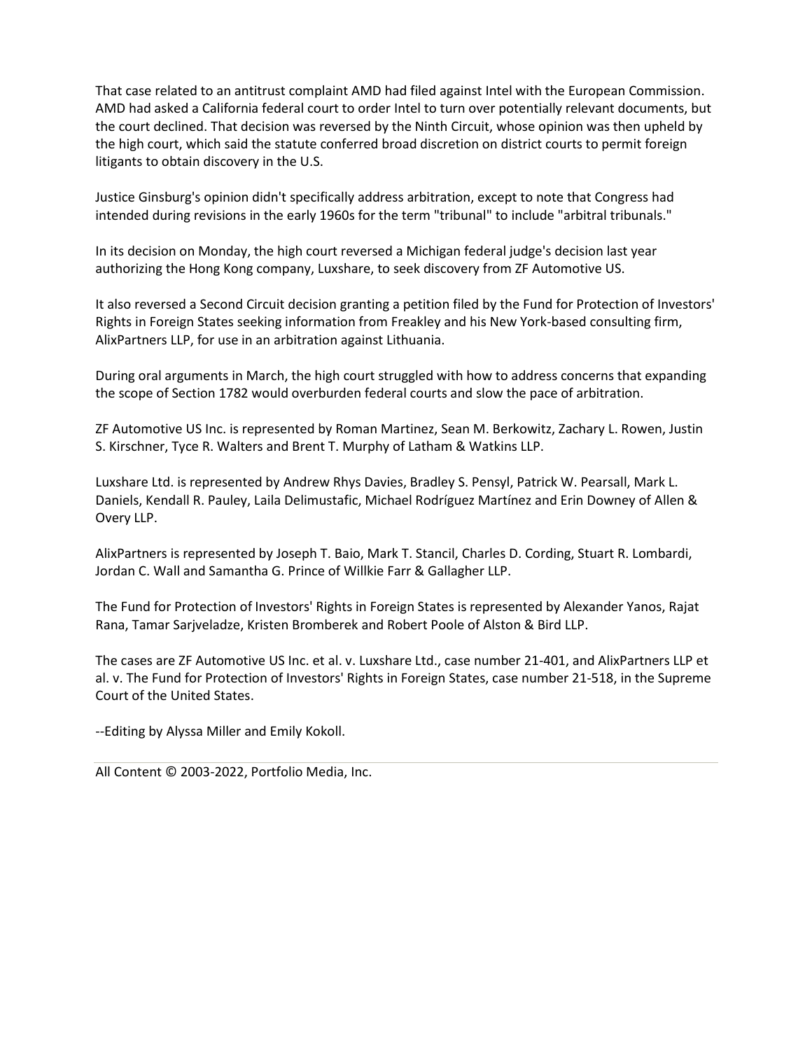That case related to an antitrust complaint AMD had filed against Intel with the European Commission. AMD had asked a California federal court to order Intel to turn over potentially relevant documents, but the court declined. That decision was reversed by the Ninth Circuit, whose opinion was then upheld by the high court, which said the statute conferred broad discretion on district courts to permit foreign litigants to obtain discovery in the U.S.

Justice Ginsburg's opinion didn't specifically address arbitration, except to note that Congress had intended during revisions in the early 1960s for the term "tribunal" to include "arbitral tribunals."

In its decision on Monday, the high court reversed a Michigan federal judge's decision last year authorizing the Hong Kong company, Luxshare, to seek discovery from ZF Automotive US.

It also reversed a Second Circuit decision granting a petition filed by the Fund for Protection of Investors' Rights in Foreign States seeking information from Freakley and his New York-based consulting firm, AlixPartners LLP, for use in an arbitration against Lithuania.

During oral arguments in March, the high court struggled with how to address concerns that expanding the scope of Section 1782 would overburden federal courts and slow the pace of arbitration.

ZF Automotive US Inc. is represented by Roman Martinez, Sean M. Berkowitz, Zachary L. Rowen, Justin S. Kirschner, Tyce R. Walters and Brent T. Murphy of Latham & Watkins LLP.

Luxshare Ltd. is represented by Andrew Rhys Davies, Bradley S. Pensyl, Patrick W. Pearsall, Mark L. Daniels, Kendall R. Pauley, Laila Delimustafic, Michael Rodríguez Martínez and Erin Downey of Allen & Overy LLP.

AlixPartners is represented by Joseph T. Baio, Mark T. Stancil, Charles D. Cording, Stuart R. Lombardi, Jordan C. Wall and Samantha G. Prince of Willkie Farr & Gallagher LLP.

The Fund for Protection of Investors' Rights in Foreign States is represented by Alexander Yanos, Rajat Rana, Tamar Sarjveladze, Kristen Bromberek and Robert Poole of Alston & Bird LLP.

The cases are ZF Automotive US Inc. et al. v. Luxshare Ltd., case number 21-401, and AlixPartners LLP et al. v. The Fund for Protection of Investors' Rights in Foreign States, case number 21-518, in the Supreme Court of the United States.

--Editing by Alyssa Miller and Emily Kokoll.

---

All Content © 2003-2022, Portfolio Media, Inc.